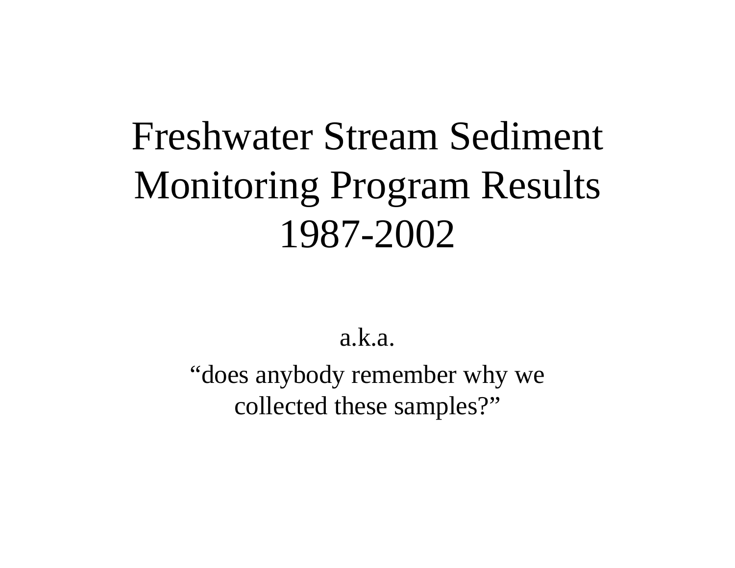# Freshwater Stream Sediment Monitoring Program Results 1987-2002

a.k.a.

“does anybody remember why we collected these samples?”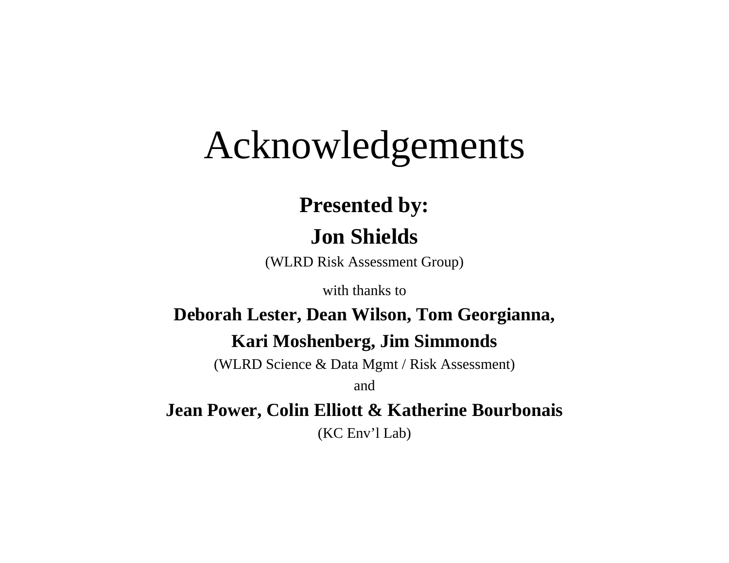# Acknowledgements

**Presented by:**

**Jon Shields**

(WLRD Risk Assessment Group)

with thanks to

**Deborah Lester, Dean Wilson, Tom Georgianna,**

**Kari Moshenberg, Jim Simmonds**

(WLRD Science & Data Mgmt / Risk Assessment)

and

**Jean Power, Colin Elliott & Katherine Bourbonais**

(KC Env'l Lab)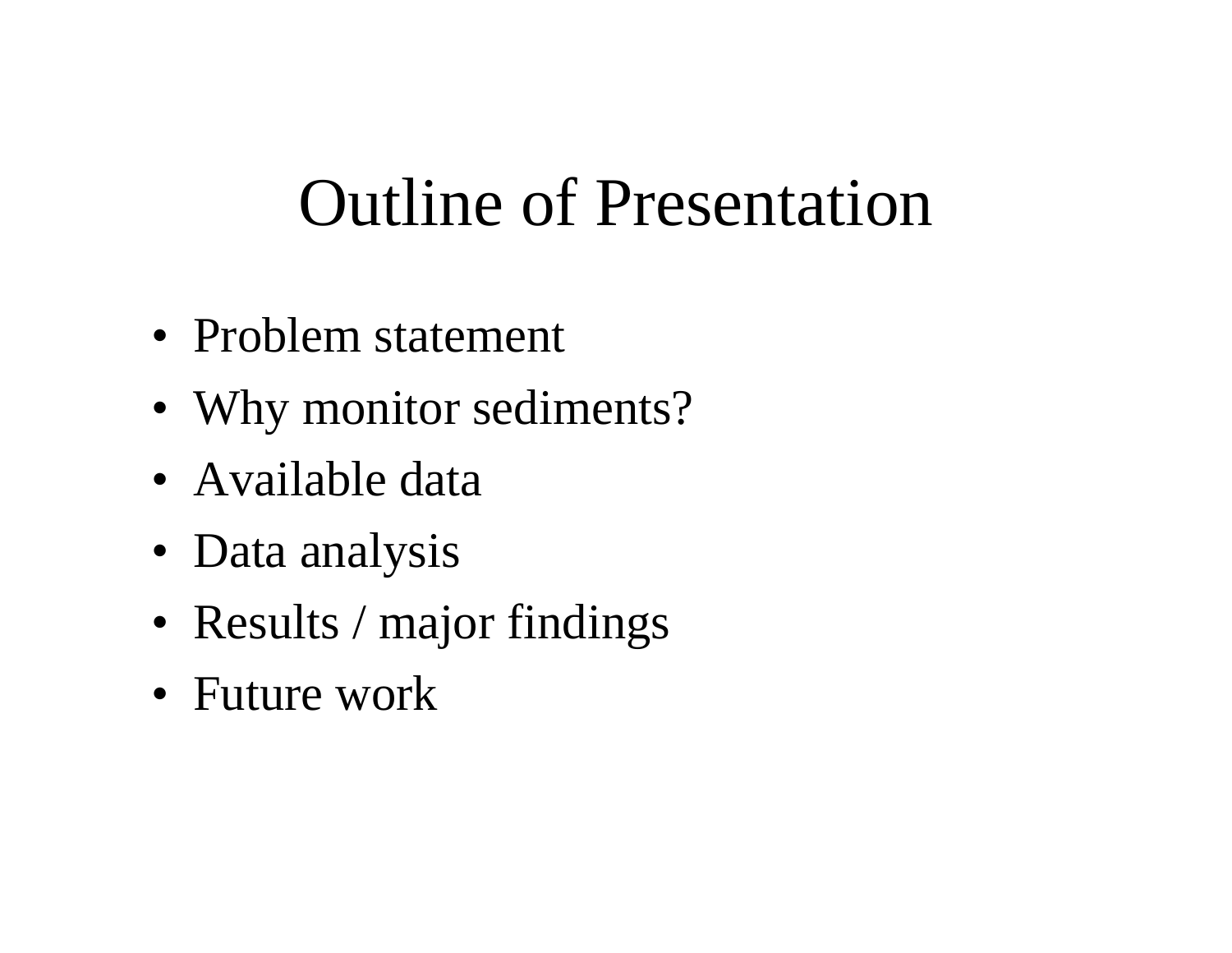# Outline of Presentation

- Problem statement
- Why monitor sediments?
- Available data
- Data analysis
- Results / major findings
- Future work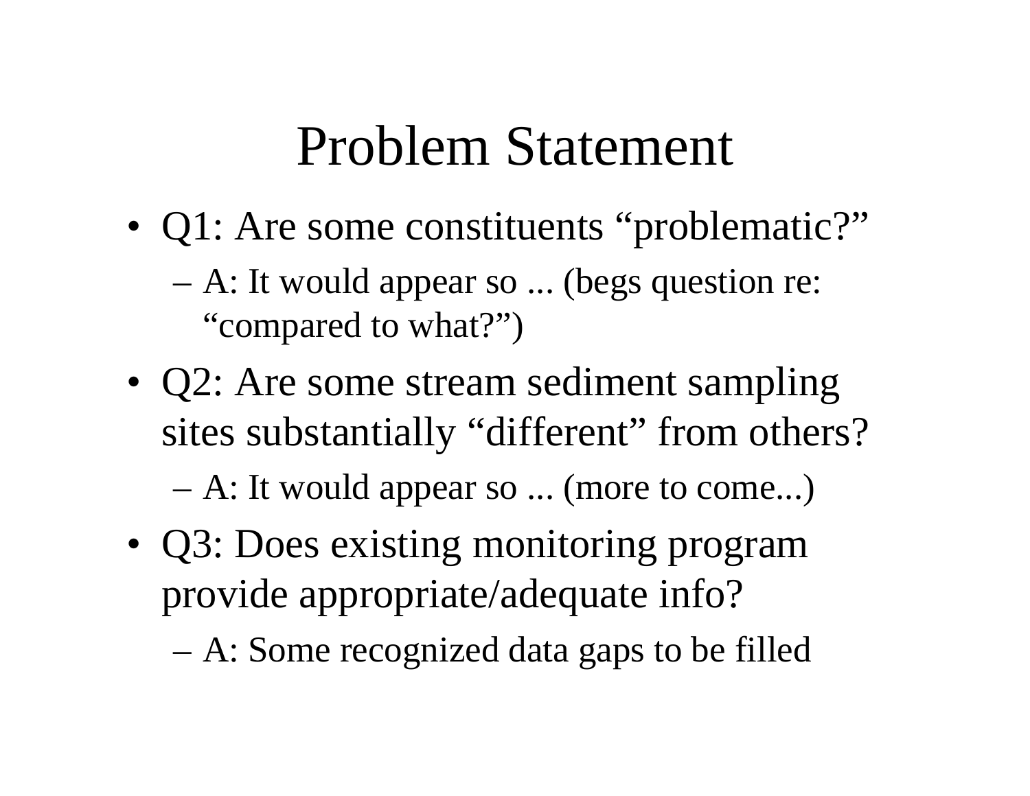# Problem Statement

- Q1: Are some constituents “problematic?”
  - A: It would appear so ... (begs question re: “compared to what?”)
- Q2: Are some stream sediment sampling sites substantially “different” from others?
  - A: It would appear so ... (more to come...)
- Q3: Does existing monitoring program provide appropriate/adequate info?
  - A: Some recognized data gaps to be filled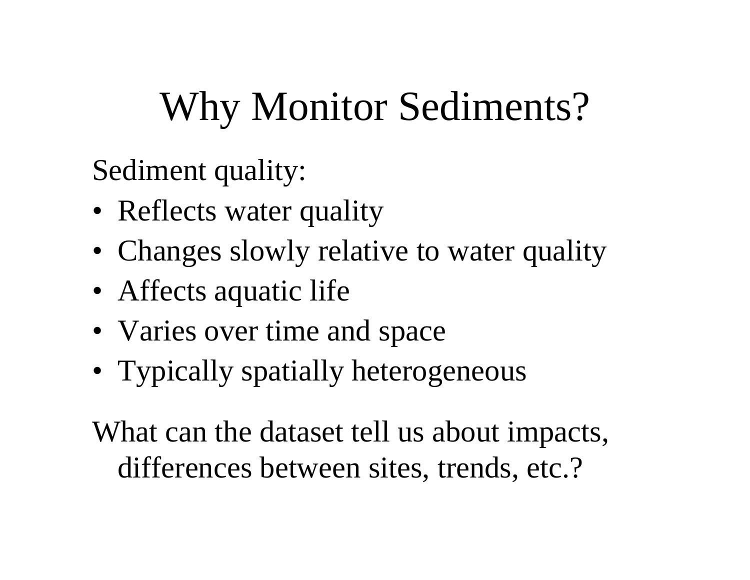# Why Monitor Sediments?

Sediment quality:

- Reflects water quality
- Changes slowly relative to water quality
- Affects aquatic life
- Varies over time and space
- Typically spatially heterogeneous

What can the dataset tell us about impacts, differences between sites, trends, etc.?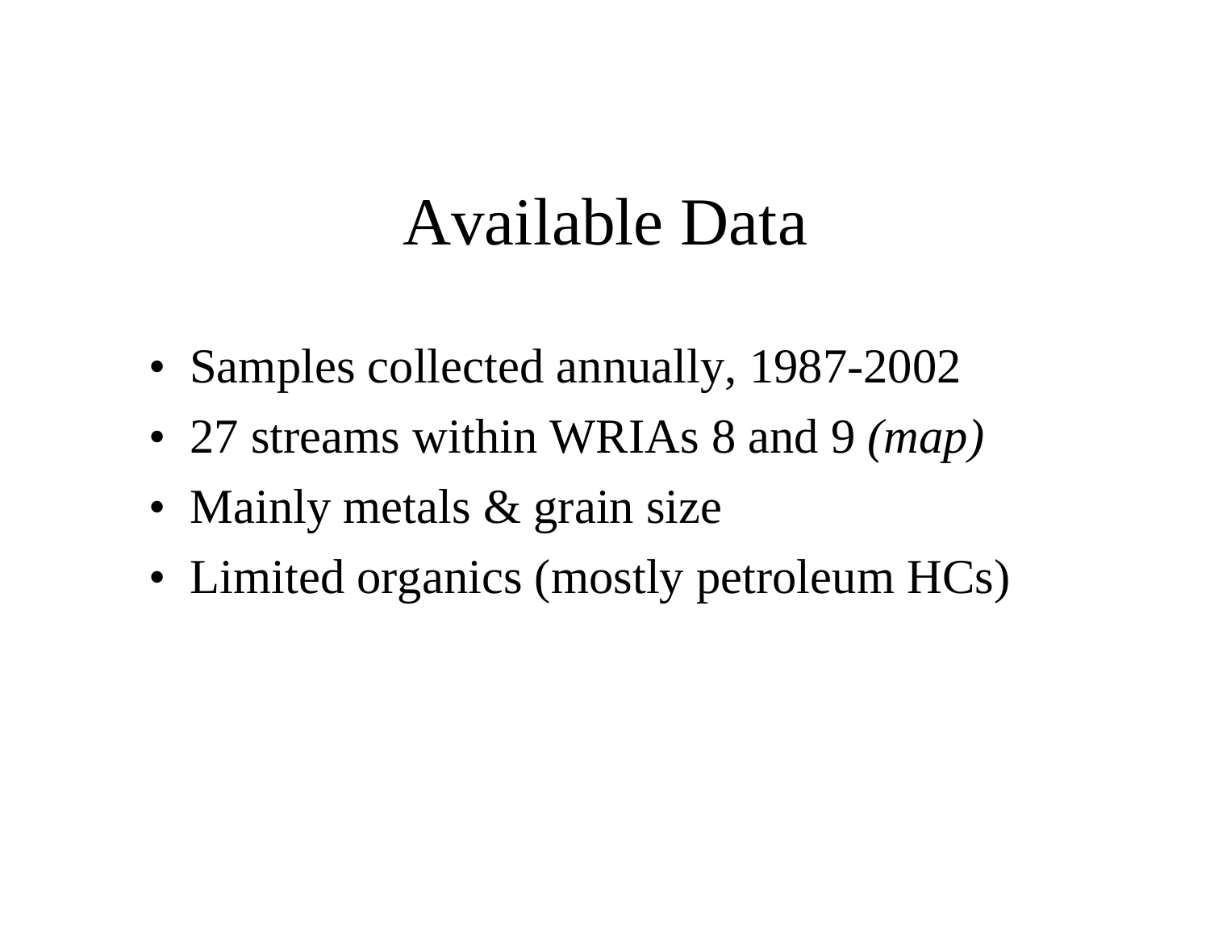# Available Data

- Samples collected annually, 1987-2002
- 27 streams within WRIAs 8 and 9 *(map)*
- Mainly metals & grain size
- Limited organics (mostly petroleum HCs)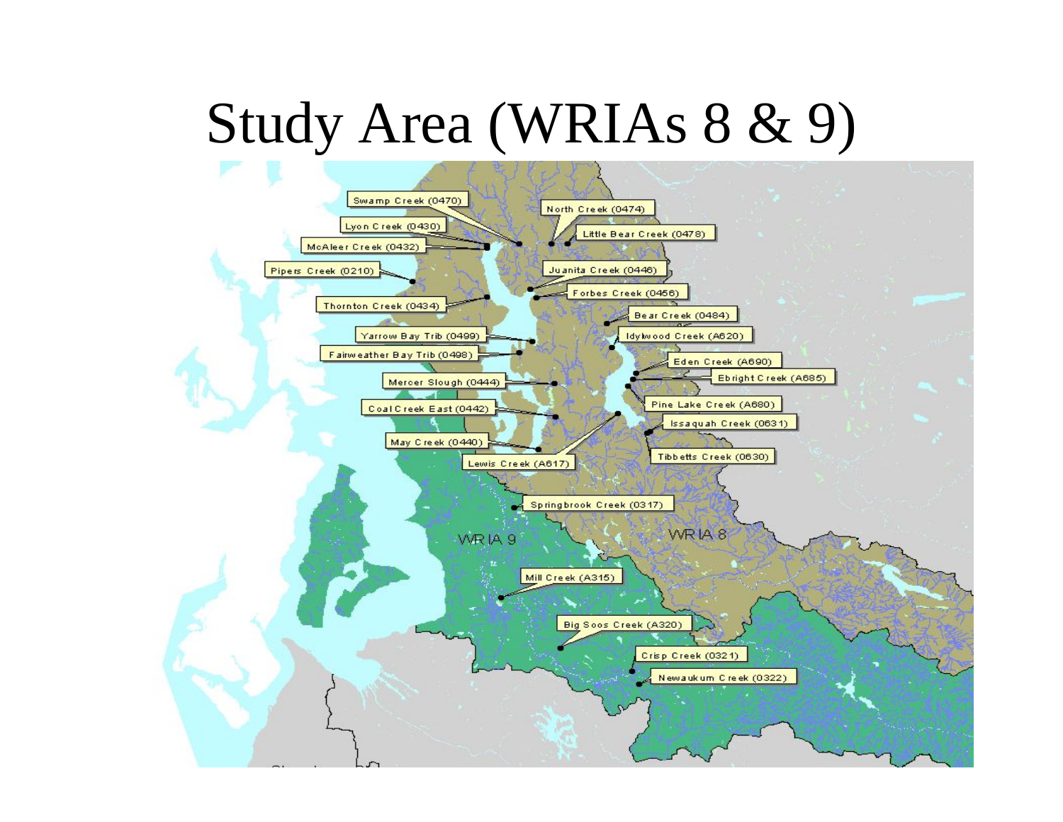# Study Area (WRIAs 8 & 9)

Swamp Creek (0470)
North Creek (0474)
Little Bear Creek (0478)
Lyon Creek (0430)
McAleer Creek (0432)
Pipers Creek (0210)
Juanita Creek (0446)
Forbes Creek (0456)
Thornton Creek (0434)
Bear Creek (0484)
Yarrow Bay Trib (0499)
Idylwood Creek (A620)
Fairweather Bay Trib (0498)
Eden Creek (A690)
Ebright Creek (A685)
Mercer Slough (0444)
Pine Lake Creek (A680)
Coal Creek East (0442)
Issaquah Creek (0631)
May Creek (0440)
Tibbetts Creek (0630)
Lewis Creek (A617)
Springbrook Creek (0317)
WRIA 9
WRIA 8
Mill Creek (A315)
Big Soos Creek (A320)
Crisp Creek (0321)
Newaukum Creek (0322)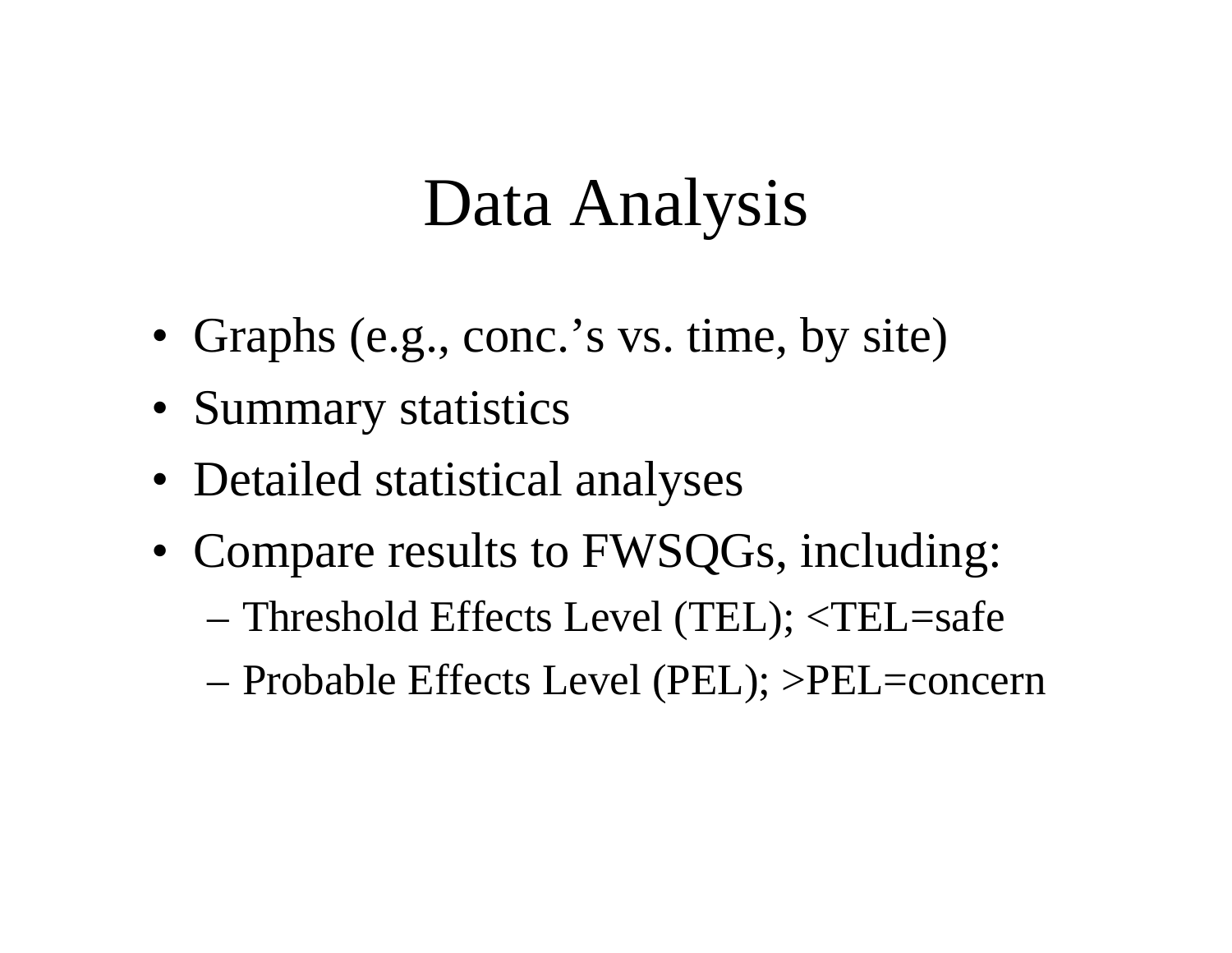# Data Analysis

- Graphs (e.g., conc.'s vs. time, by site)
- Summary statistics
- Detailed statistical analyses
- Compare results to FWSQGs, including:
  - Threshold Effects Level (TEL); <TEL=safe
  - Probable Effects Level (PEL); >PEL=concern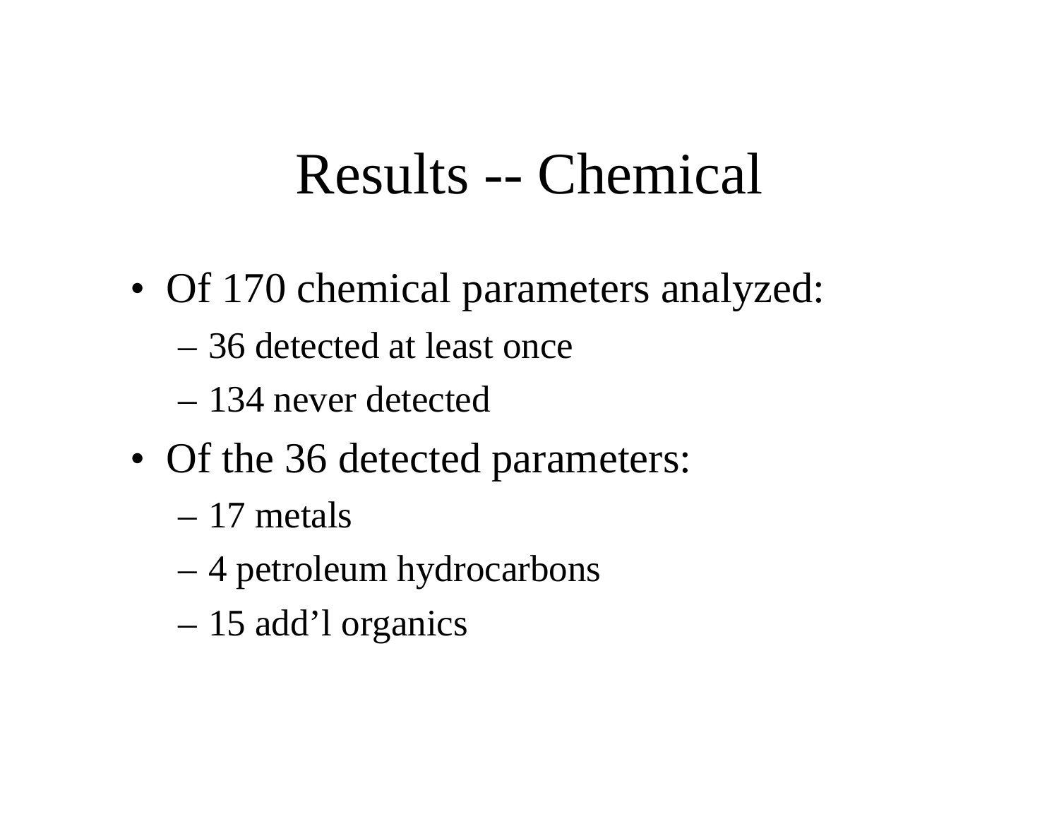# Results -- Chemical

- Of 170 chemical parameters analyzed:
  - 36 detected at least once
  - 134 never detected
- Of the 36 detected parameters:
  - 17 metals
  - 4 petroleum hydrocarbons
  - 15 add’l organics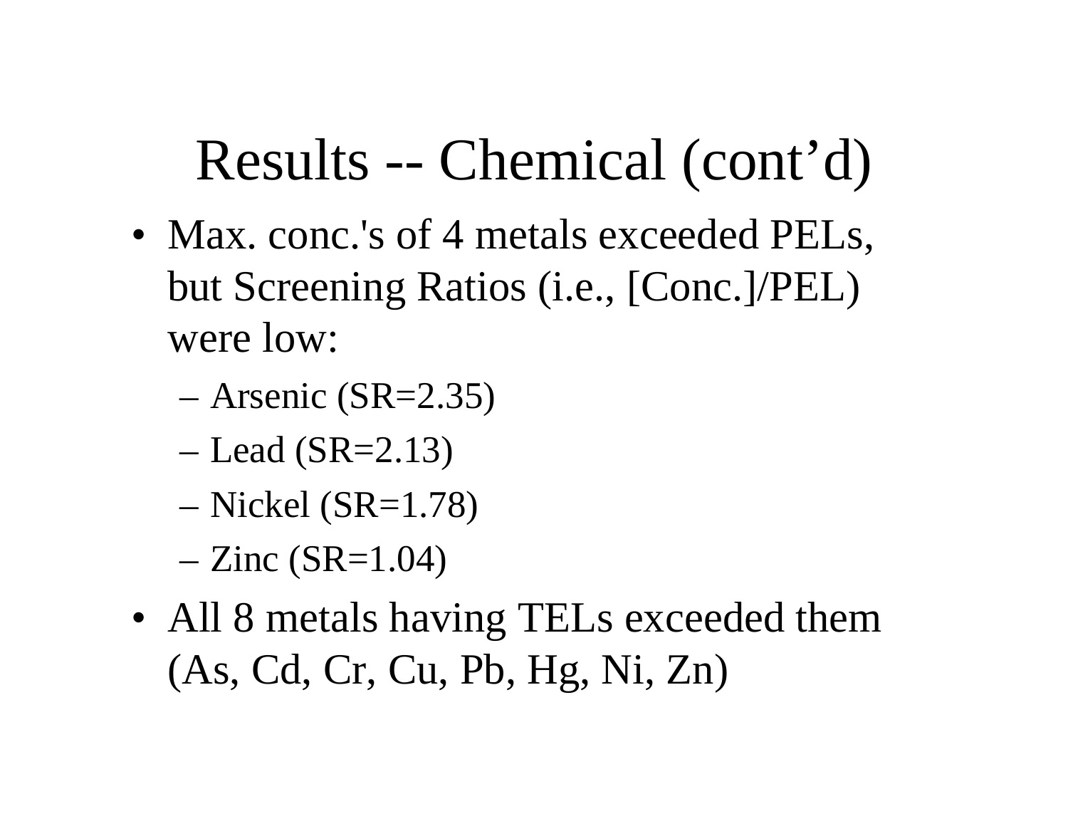# Results -- Chemical (cont'd)

- Max. conc.'s of 4 metals exceeded PELs, but Screening Ratios (i.e., [Conc.]/PEL) were low:
  - Arsenic (SR=2.35)
  - Lead (SR=2.13)
  - Nickel (SR=1.78)
  - Zinc (SR=1.04)
- All 8 metals having TELs exceeded them (As, Cd, Cr, Cu, Pb, Hg, Ni, Zn)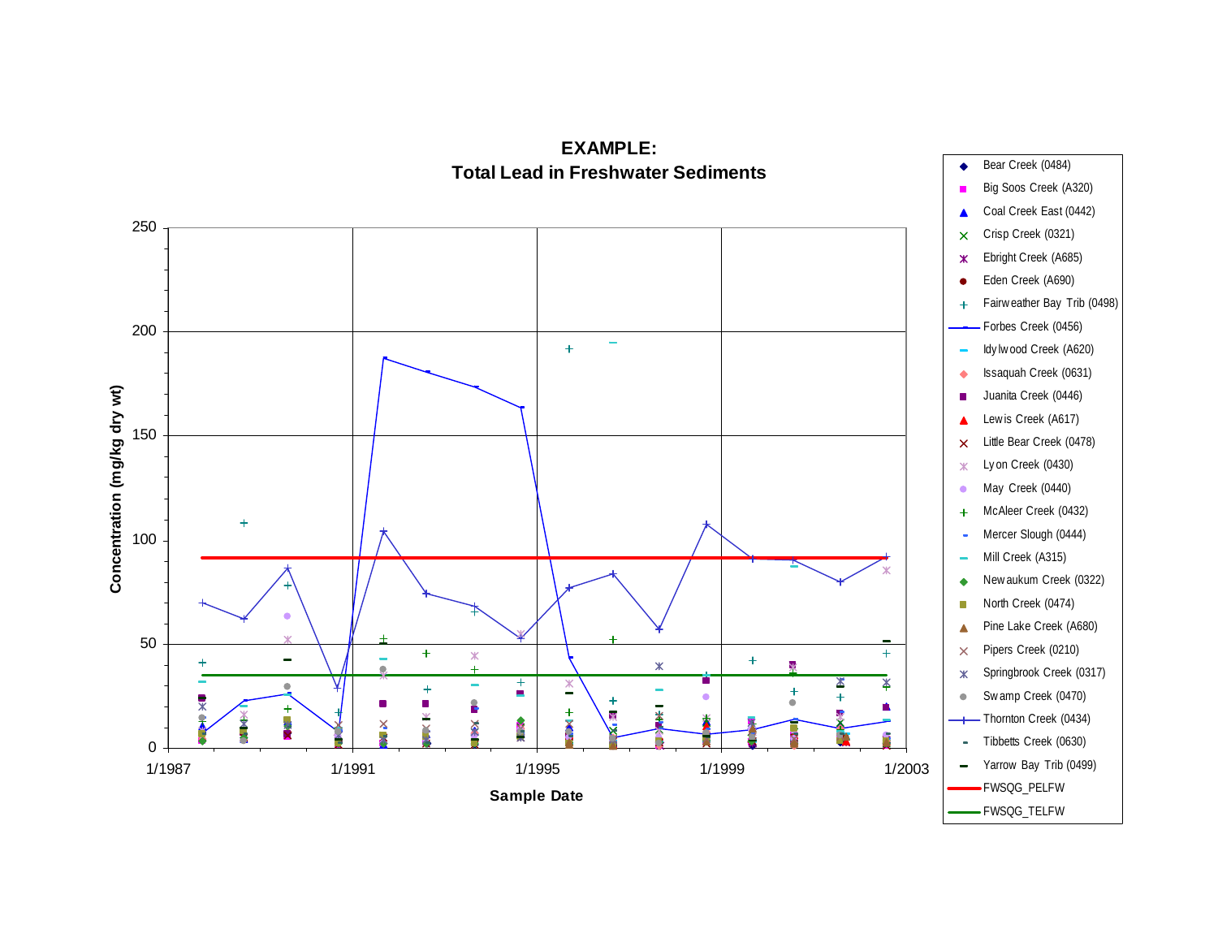**EXAMPLE:**
**Total Lead in Freshwater Sediments**

Concentration (mg/kg dry wt)

250
200
150
100
50
0

1/1987
1/1991
1/1995
1/1999
1/2003

**Sample Date**

Bear Creek (0484)
Big Soos Creek (A320)
Coal Creek East (0442)
Crisp Creek (0321)
Ebright Creek (A685)
Eden Creek (A690)
Fairweather Bay Trib (0498)
Forbes Creek (0456)
Idylwood Creek (A620)
Issaquah Creek (0631)
Juanita Creek (0446)
Lewis Creek (A617)
Little Bear Creek (0478)
Lyon Creek (0430)
May Creek (0440)
McAleer Creek (0432)
Mercer Slough (0444)
Mill Creek (A315)
Newaukum Creek (0322)
North Creek (0474)
Pine Lake Creek (A680)
Pipers Creek (0210)
Springbrook Creek (0317)
Swamp Creek (0470)
Thornton Creek (0434)
Tibbetts Creek (0630)
Yarrow Bay Trib (0499)
FWSQG_PELFW
FWSQG_TELFW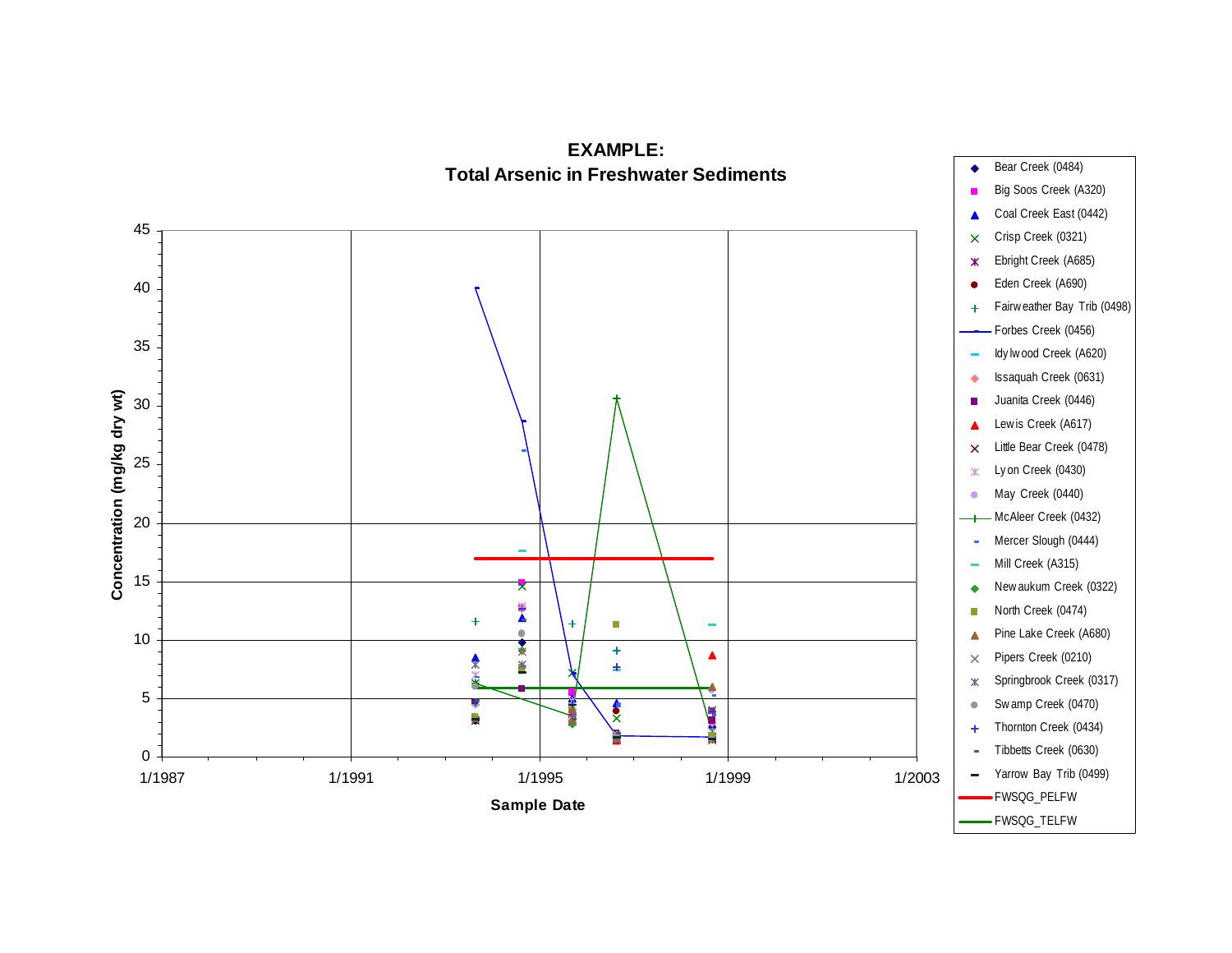**EXAMPLE:**
**Total Arsenic in Freshwater Sediments**

Concentration (mg/kg dry wt)

45
40
35
30
25
20
15
10
5
0

1/1987
1/1991
1/1995
1/1999
1/2003

Sample Date

Bear Creek (0484)
Big Soos Creek (A320)
Coal Creek East (0442)
Crisp Creek (0321)
Ebright Creek (A685)
Eden Creek (A690)
Fairweather Bay Trib (0498)
Forbes Creek (0456)
Idylwood Creek (A620)
Issaquah Creek (0631)
Juanita Creek (0446)
Lewis Creek (A617)
Little Bear Creek (0478)
Lyon Creek (0430)
May Creek (0440)
McAleer Creek (0432)
Mercer Slough (0444)
Mill Creek (A315)
Newaukum Creek (0322)
North Creek (0474)
Pine Lake Creek (A680)
Pipers Creek (0210)
Springbrook Creek (0317)
Swamp Creek (0470)
Thornton Creek (0434)
Tibbetts Creek (0630)
Yarrow Bay Trib (0499)
FWSQG_PELFW
FWSQG_TELFW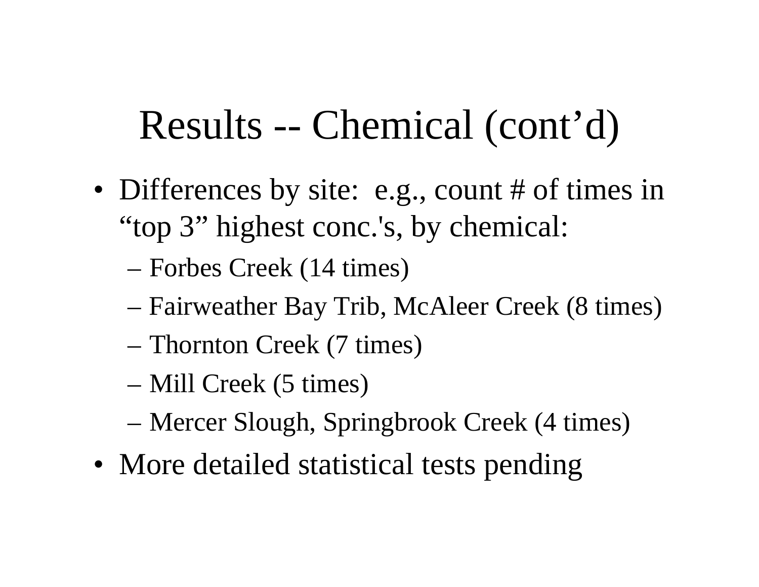# Results -- Chemical (cont'd)

- Differences by site: e.g., count # of times in "top 3" highest conc.'s, by chemical:
  - Forbes Creek (14 times)
  - Fairweather Bay Trib, McAleer Creek (8 times)
  - Thornton Creek (7 times)
  - Mill Creek (5 times)
  - Mercer Slough, Springbrook Creek (4 times)
- More detailed statistical tests pending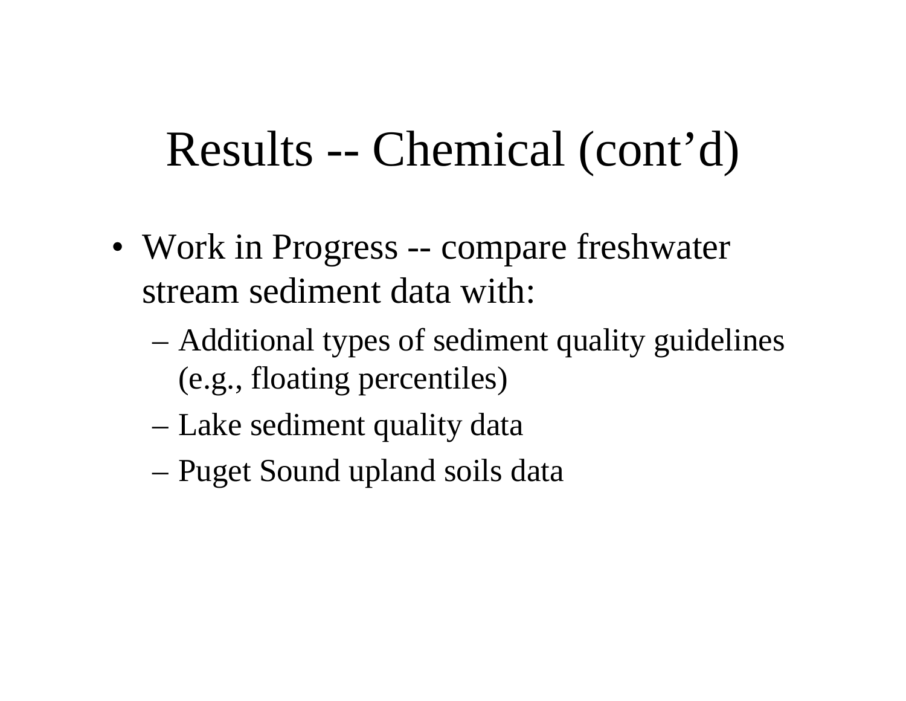# Results -- Chemical (cont'd)

- Work in Progress -- compare freshwater stream sediment data with:
  - Additional types of sediment quality guidelines (e.g., floating percentiles)
  - Lake sediment quality data
  - Puget Sound upland soils data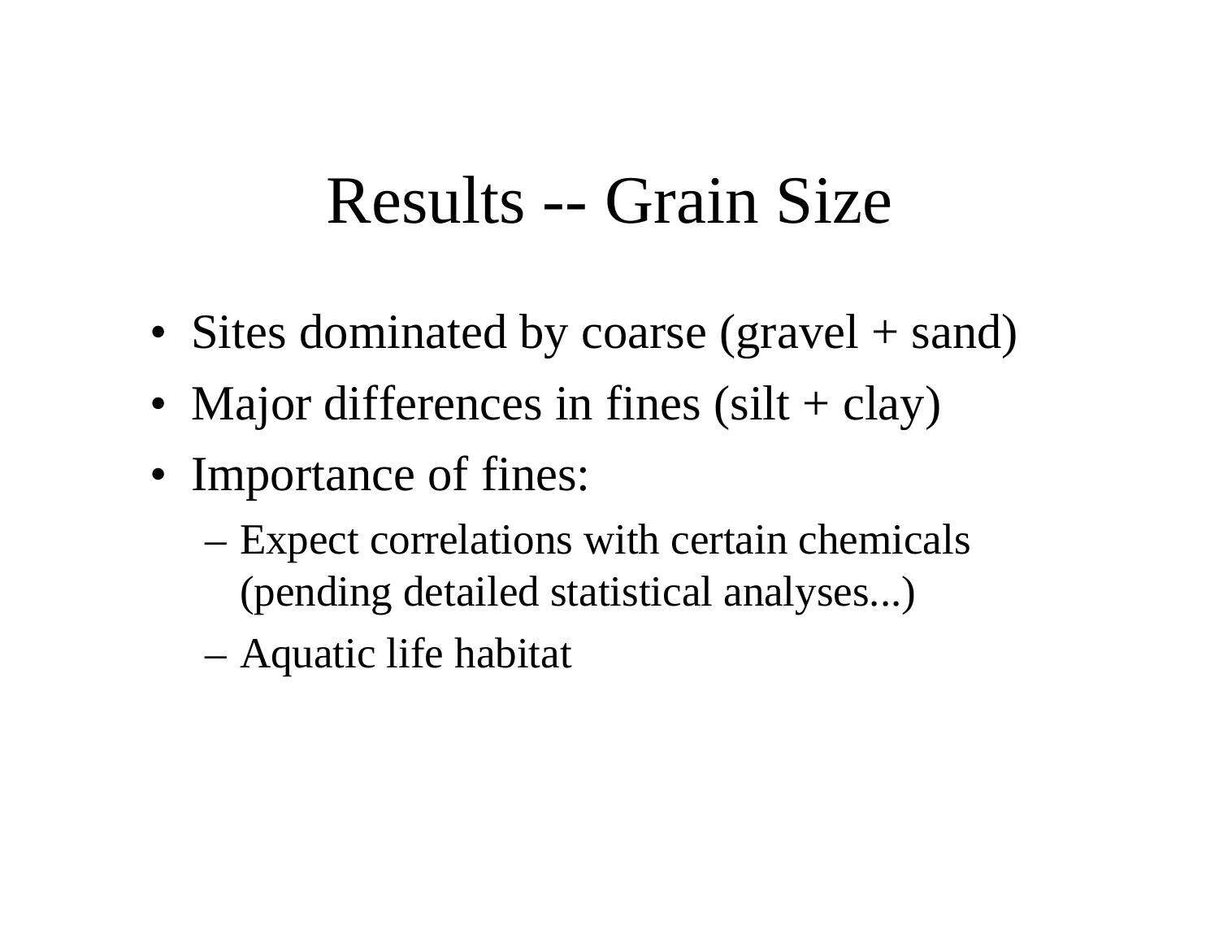# Results -- Grain Size

- Sites dominated by coarse (gravel + sand)
- Major differences in fines (silt + clay)
- Importance of fines:
  - Expect correlations with certain chemicals (pending detailed statistical analyses...)
  - Aquatic life habitat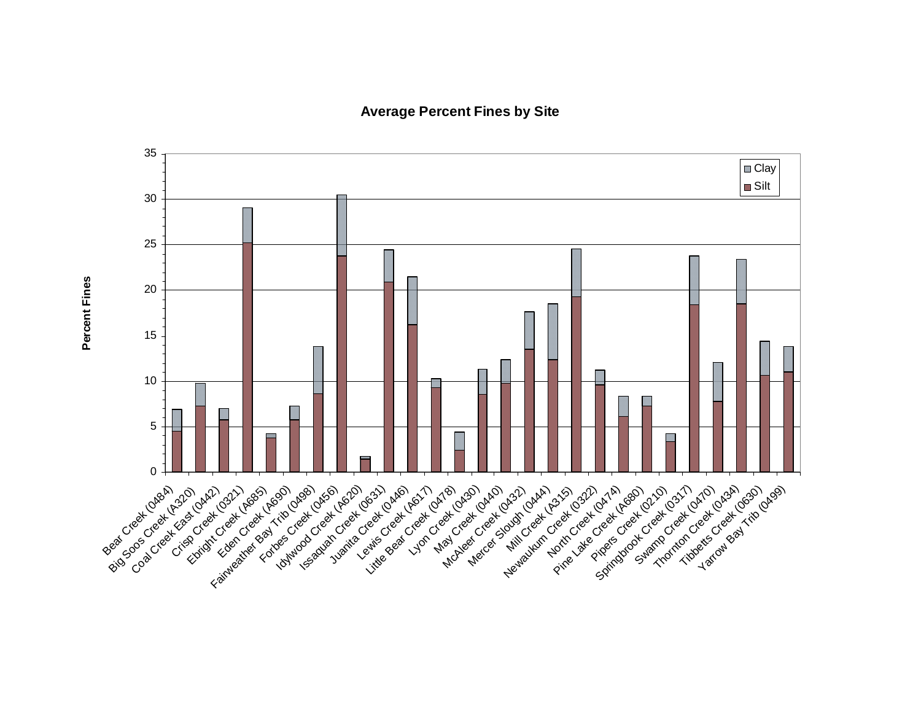**Average Percent Fines by Site**

Percent Fines

0
5
10
15
20
25
30
35

Clay
Silt

Bear Creek (0484)
Big Soos Creek (A320)
Coal Creek East (0442)
Crisp Creek (0321)
Ebright Creek (A685)
Eden Creek (A690)
Fairweather Bay Trib (0498)
Forbes Creek (0456)
Idylwood Creek (A620)
Issaquah Creek (0631)
Juanita Creek (0446)
Lewis Creek (A617)
Little Bear Creek (0478)
Lyon Creek (0430)
May Creek (0440)
McAleer Creek (0432)
Mercer Slough (0444)
Mill Creek (A315)
Newaukum Creek (0322)
North Creek (0474)
Pine Lake Creek (A680)
Pipers Creek (0210)
Springbrook Creek (0317)
Swamp Creek (0470)
Thornton Creek (0434)
Tibbetts Creek (0630)
Yarrow Bay Trib (0499)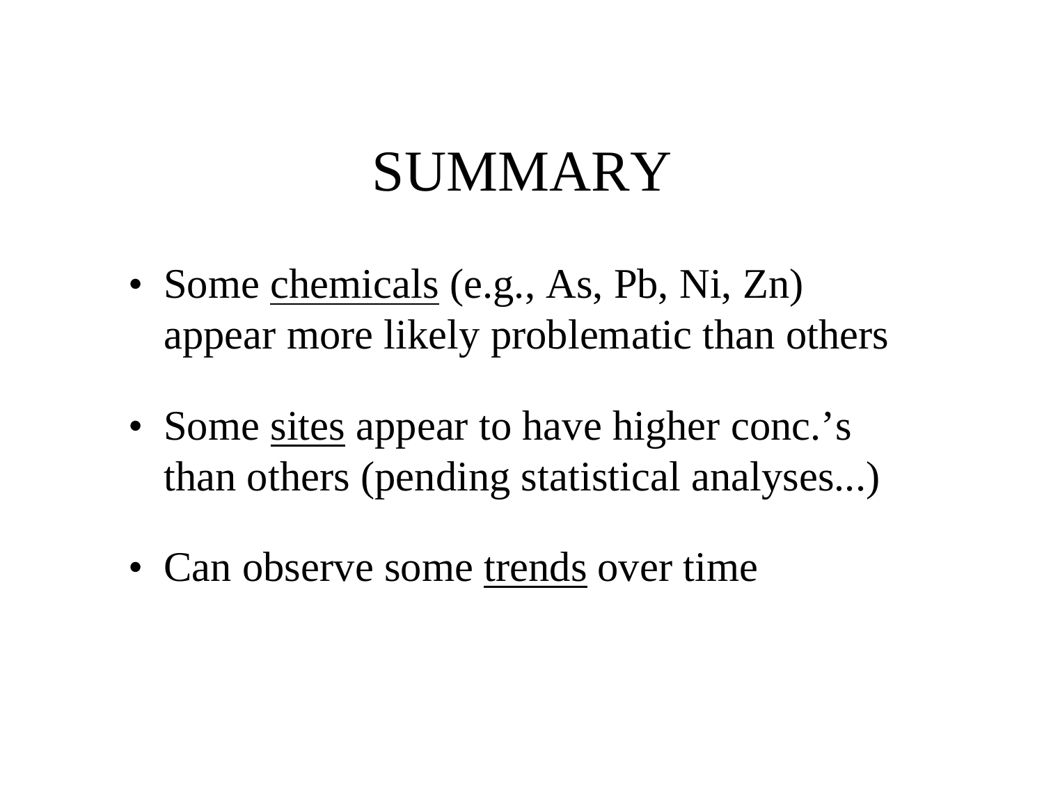# SUMMARY

- Some chemicals (e.g., As, Pb, Ni, Zn) appear more likely problematic than others
- Some sites appear to have higher conc.'s than others (pending statistical analyses...)
- Can observe some trends over time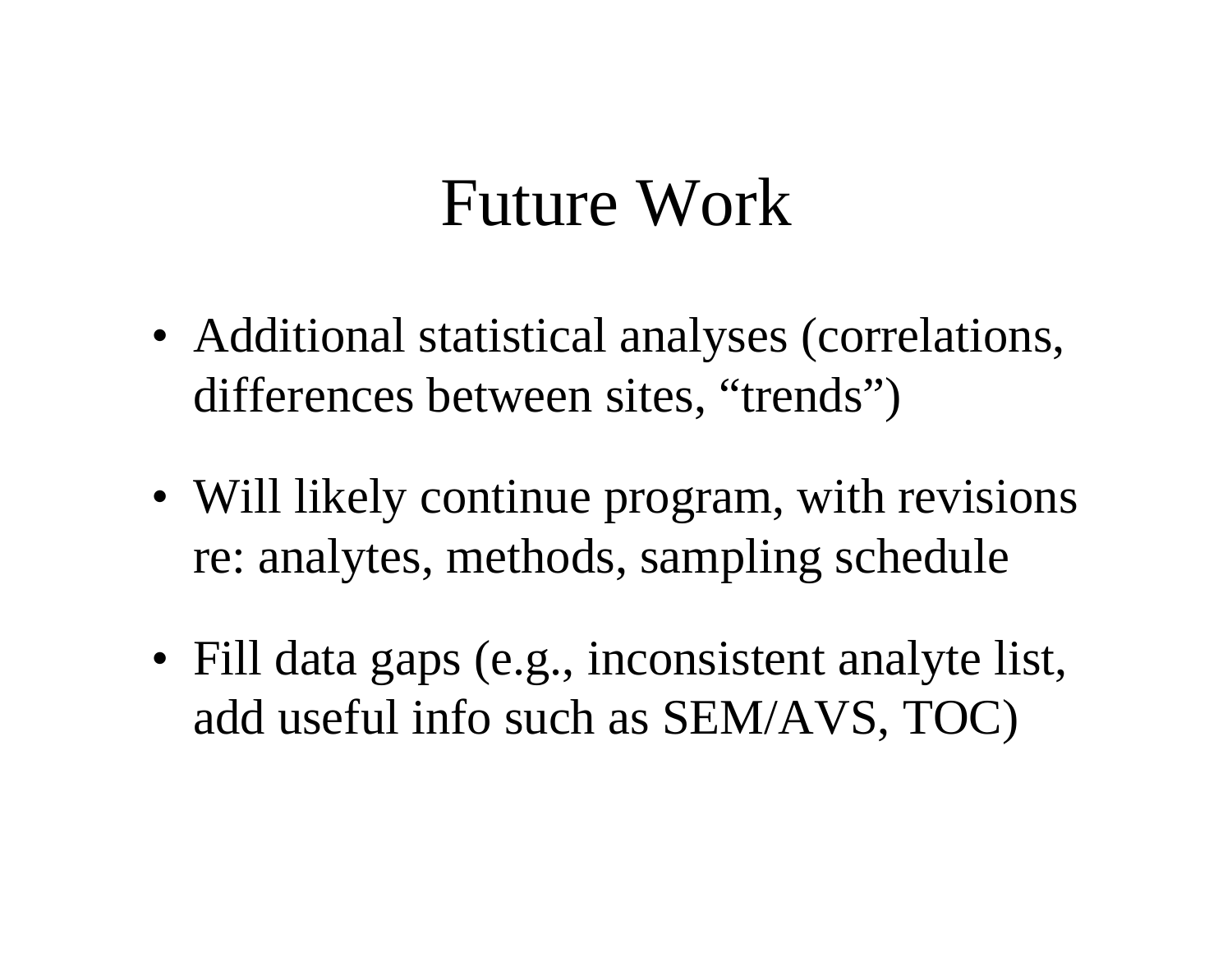# Future Work

- Additional statistical analyses (correlations, differences between sites, “trends”)
- Will likely continue program, with revisions re: analytes, methods, sampling schedule
- Fill data gaps (e.g., inconsistent analyte list, add useful info such as SEM/AVS, TOC)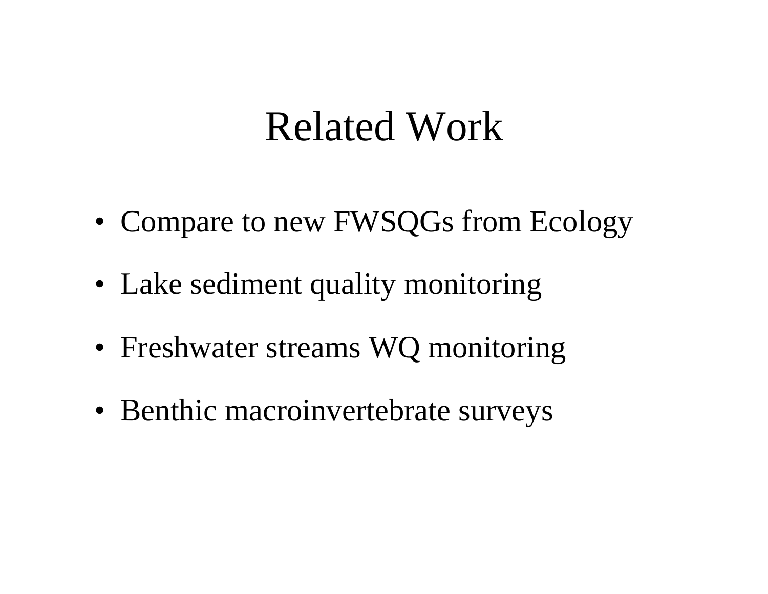# Related Work

- Compare to new FWSQGs from Ecology
- Lake sediment quality monitoring
- Freshwater streams WQ monitoring
- Benthic macroinvertebrate surveys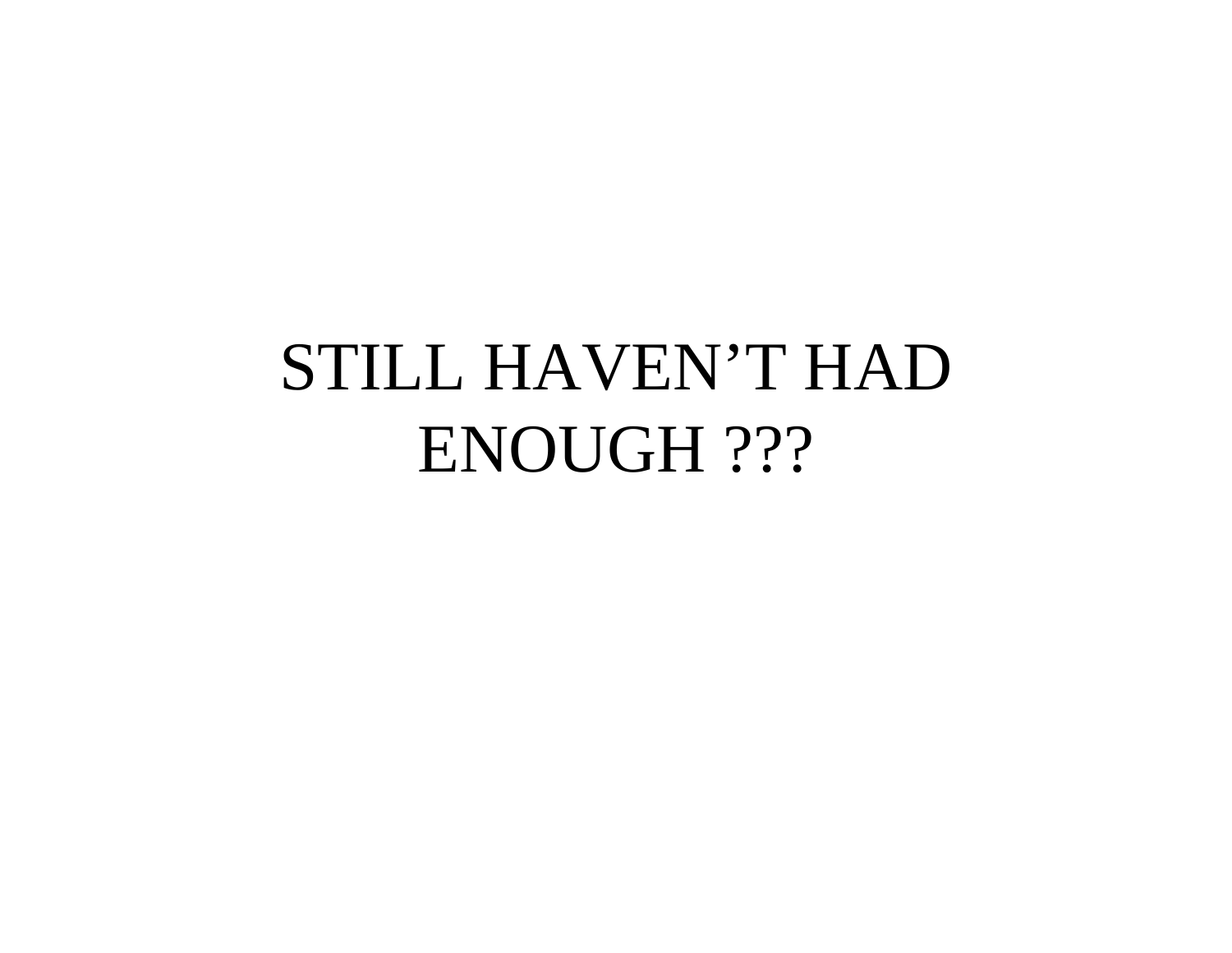STILL HAVEN’T HAD ENOUGH ???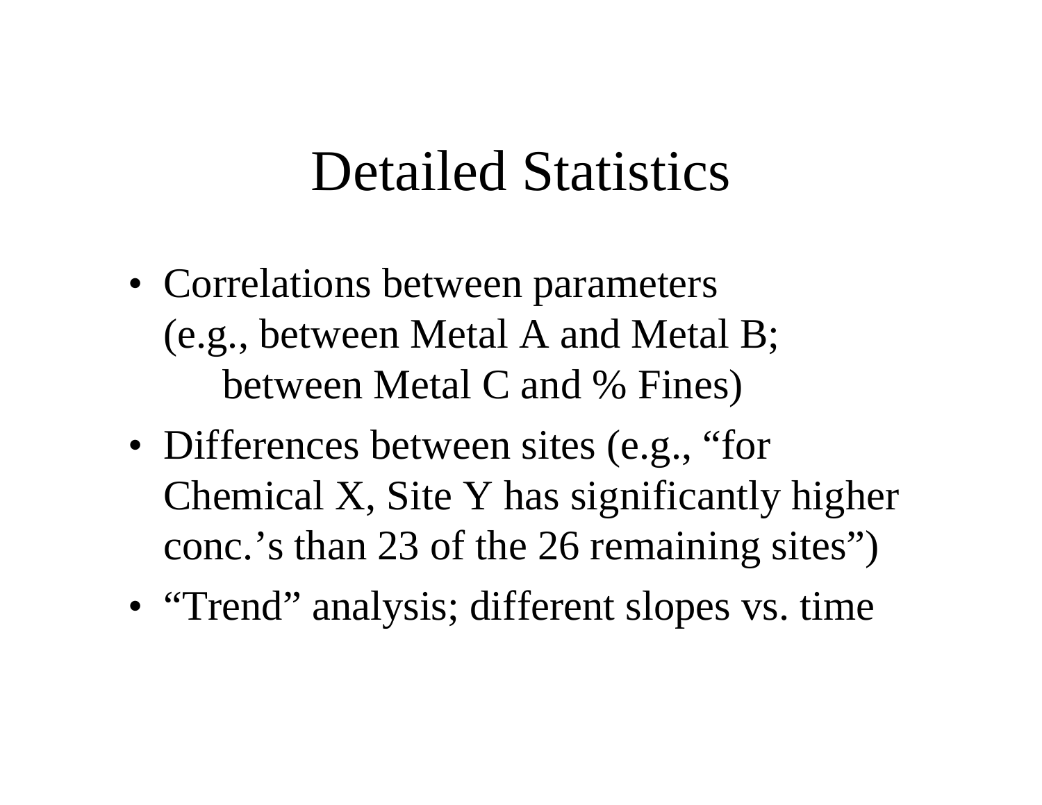# Detailed Statistics

- Correlations between parameters (e.g., between Metal A and Metal B; between Metal C and % Fines)
- Differences between sites (e.g., "for Chemical X, Site Y has significantly higher conc.'s than 23 of the 26 remaining sites")
- "Trend" analysis; different slopes vs. time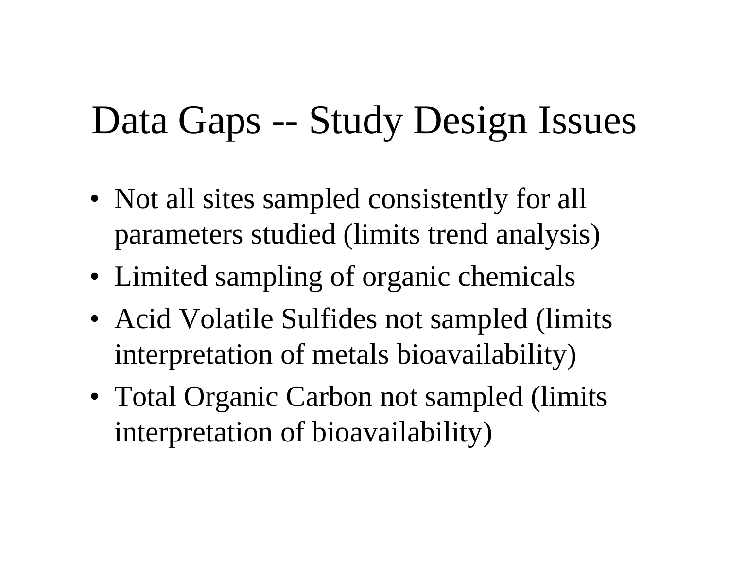# Data Gaps -- Study Design Issues

- Not all sites sampled consistently for all parameters studied (limits trend analysis)
- Limited sampling of organic chemicals
- Acid Volatile Sulfides not sampled (limits interpretation of metals bioavailability)
- Total Organic Carbon not sampled (limits interpretation of bioavailability)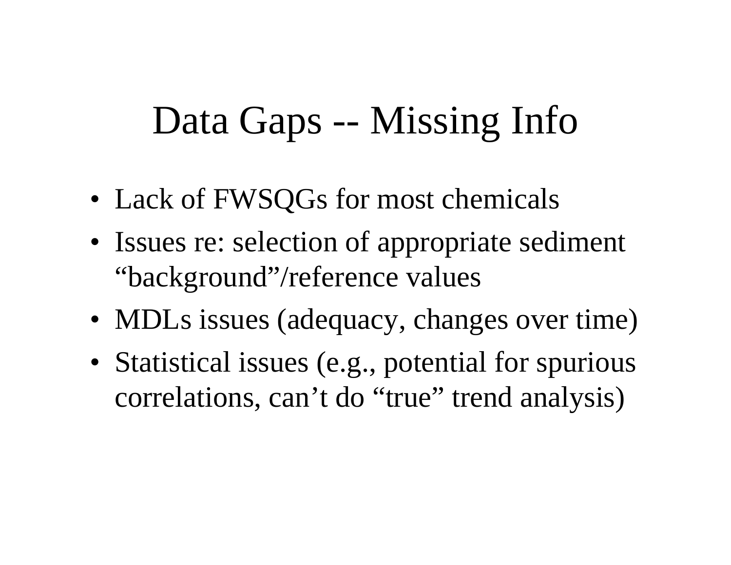# Data Gaps -- Missing Info

- Lack of FWSQGs for most chemicals
- Issues re: selection of appropriate sediment “background”/reference values
- MDLs issues (adequacy, changes over time)
- Statistical issues (e.g., potential for spurious correlations, can’t do “true” trend analysis)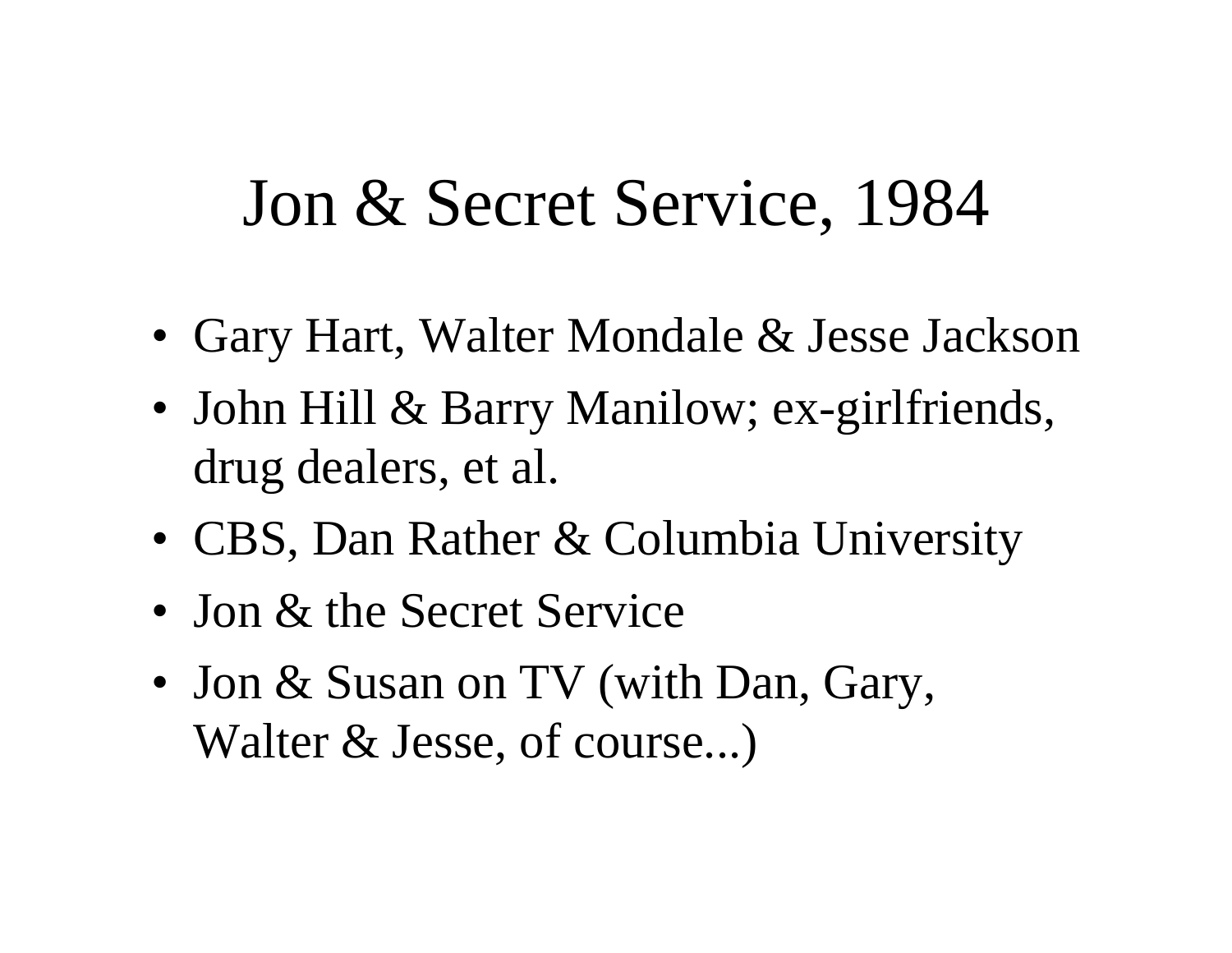# Jon & Secret Service, 1984

- Gary Hart, Walter Mondale & Jesse Jackson
- John Hill & Barry Manilow; ex-girlfriends, drug dealers, et al.
- CBS, Dan Rather & Columbia University
- Jon & the Secret Service
- Jon & Susan on TV (with Dan, Gary, Walter & Jesse, of course...)